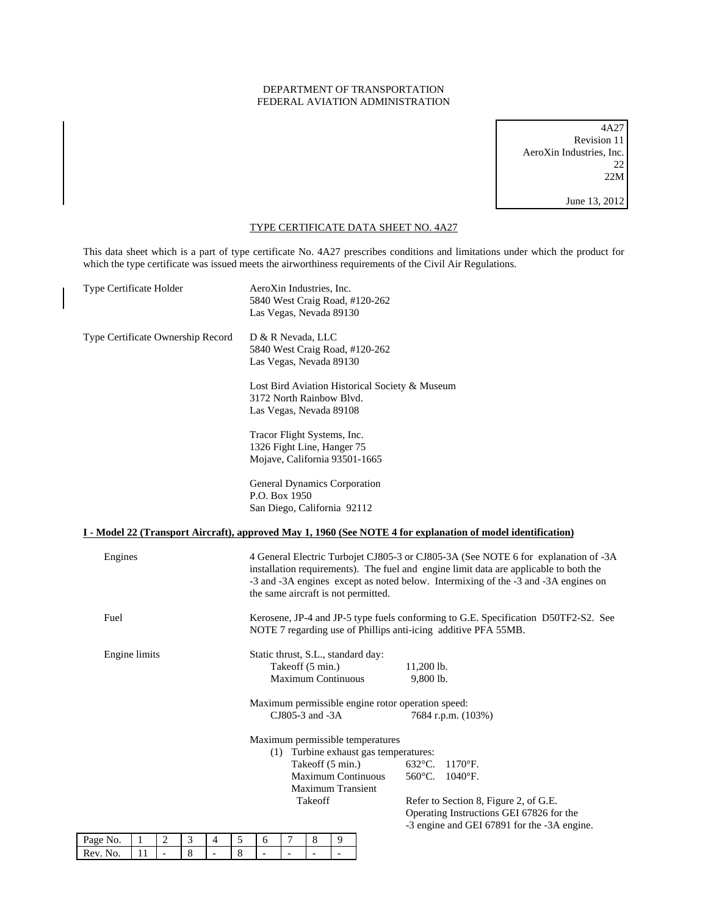DEPARTMENT OF TRANSPORTATION
FEDERAL AVIATION ADMINISTRATION

4A27
Revision 11
AeroXin Industries, Inc.
22
22M

June 13, 2012

# TYPE CERTIFICATE DATA SHEET NO. 4A27

This data sheet which is a part of type certificate No. 4A27 prescribes conditions and limitations under which the product for which the type certificate was issued meets the airworthiness requirements of the Civil Air Regulations.

Type Certificate Holder

AeroXin Industries, Inc.
5840 West Craig Road, #120-262
Las Vegas, Nevada 89130

Type Certificate Ownership Record

D & R Nevada, LLC
5840 West Craig Road, #120-262
Las Vegas, Nevada 89130

Lost Bird Aviation Historical Society & Museum
3172 North Rainbow Blvd.
Las Vegas, Nevada 89108

Tracor Flight Systems, Inc.
1326 Fight Line, Hanger 75
Mojave, California 93501-1665

General Dynamics Corporation
P.O. Box 1950
San Diego, California 92112

## I - Model 22 (Transport Aircraft), approved May 1, 1960 (See NOTE 4 for explanation of model identification)

Engines

4 General Electric Turbojet CJ805-3 or CJ805-3A (See NOTE 6 for explanation of -3A installation requirements). The fuel and engine limit data are applicable to both the -3 and -3A engines except as noted below. Intermixing of the -3 and -3A engines on the same aircraft is not permitted.

Fuel

Kerosene, JP-4 and JP-5 type fuels conforming to G.E. Specification D50TF2-S2. See NOTE 7 regarding use of Phillips anti-icing additive PFA 55MB.

Engine limits

Static thrust, S.L., standard day:
- Takeoff (5 min.) 11,200 lb.
- Maximum Continuous 9,800 lb.

Maximum permissible engine rotor operation speed:
- CJ805-3 and -3A 7684 r.p.m. (103%)

Maximum permissible temperatures
1. Turbine exhaust gas temperatures:
   - Takeoff (5 min.) 632°C. 1170°F.
   - Maximum Continuous 560°C. 1040°F.
   - Maximum Transient Takeoff: Refer to Section 8, Figure 2, of G.E. Operating Instructions GEI 67826 for the -3 engine and GEI 67891 for the -3A engine.

| Page No. | 1 | 2 | 3 | 4 | 5 | 6 | 7 | 8 | 9 |
|---|---|---|---|---|---|---|---|---|---|
| Rev. No. | 11 | - | 8 | - | 8 | - | - | - | - |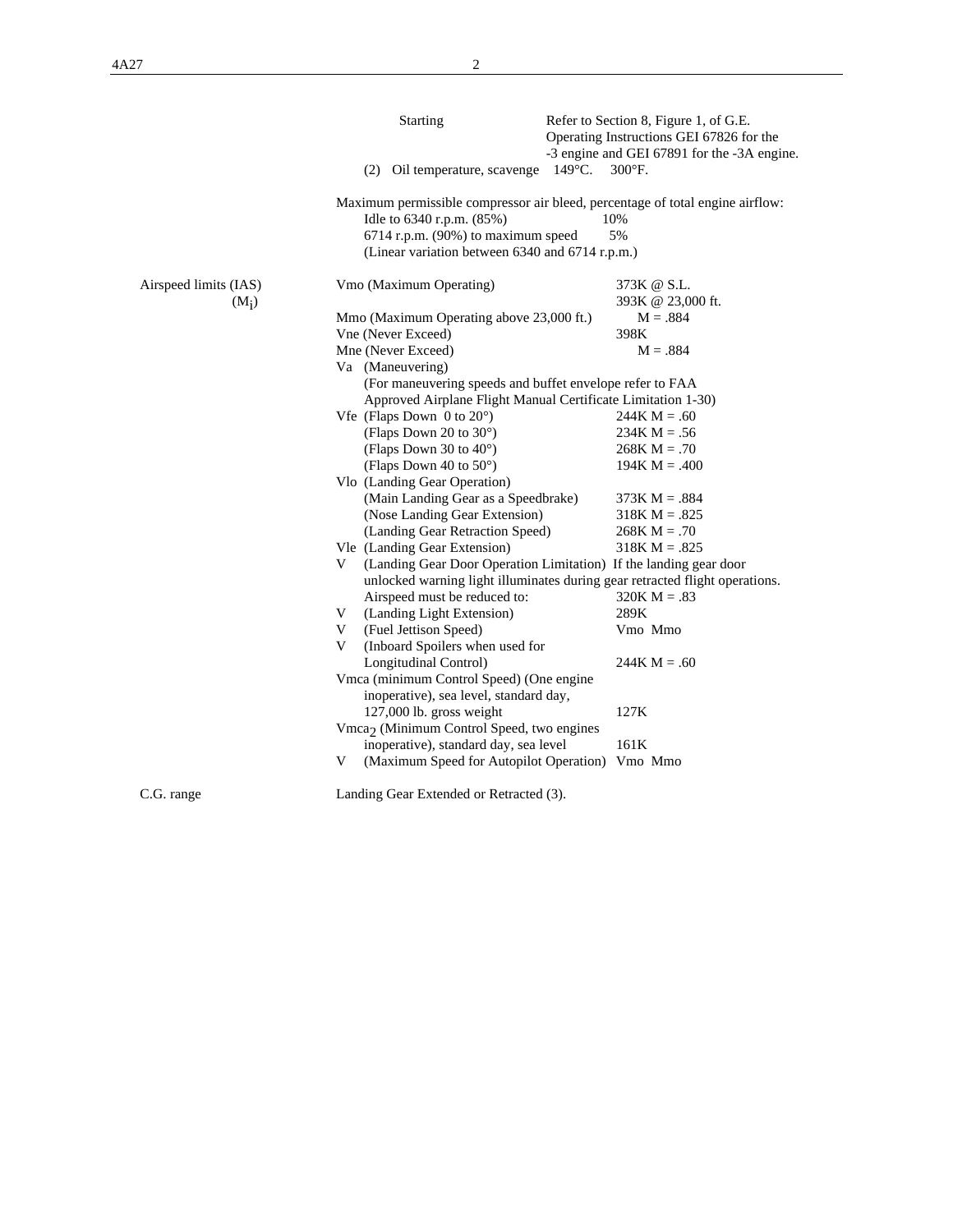| | | |
|---|---|---|
| | Starting | Refer to Section 8, Figure 1, of G.E. Operating Instructions GEI 67826 for the -3 engine and GEI 67891 for the -3A engine. |
| | (2) Oil temperature, scavenge | 149°C. 300°F. |
| | Maximum permissible compressor air bleed, percentage of total engine airflow: | |
| | Idle to 6340 r.p.m. (85%) | 10% |
| | 6714 r.p.m. (90%) to maximum speed | 5% |
| | (Linear variation between 6340 and 6714 r.p.m.) | |
| Airspeed limits (IAS) ($M_i$) | Vmo (Maximum Operating) | 373K @ S.L. 393K @ 23,000 ft. |
| | Mmo (Maximum Operating above 23,000 ft.) | M = .884 |
| | Vne (Never Exceed) | 398K |
| | Mne (Never Exceed) | M = .884 |
| | Va (Maneuvering) (For maneuvering speeds and buffet envelope refer to FAA Approved Airplane Flight Manual Certificate Limitation 1-30) | |
| | Vfe (Flaps Down 0 to 20°) | 244K M = .60 |
| | (Flaps Down 20 to 30°) | 234K M = .56 |
| | (Flaps Down 30 to 40°) | 268K M = .70 |
| | (Flaps Down 40 to 50°) | 194K M = .400 |
| | Vlo (Landing Gear Operation) | |
| | (Main Landing Gear as a Speedbrake) | 373K M = .884 |
| | (Nose Landing Gear Extension) | 318K M = .825 |
| | (Landing Gear Retraction Speed) | 268K M = .70 |
| | Vle (Landing Gear Extension) | 318K M = .825 |
| | V (Landing Gear Door Operation Limitation) If the landing gear door unlocked warning light illuminates during gear retracted flight operations. Airspeed must be reduced to: | 320K M = .83 |
| | V (Landing Light Extension) | 289K |
| | V (Fuel Jettison Speed) | Vmo Mmo |
| | V (Inboard Spoilers when used for Longitudinal Control) | 244K M = .60 |
| | Vmca (minimum Control Speed) (One engine inoperative), sea level, standard day, 127,000 lb. gross weight | 127K |
| | $Vmca_2$ (Minimum Control Speed, two engines inoperative), standard day, sea level | 161K |
| | V (Maximum Speed for Autopilot Operation) | Vmo Mmo |
| C.G. range | Landing Gear Extended or Retracted (3). | |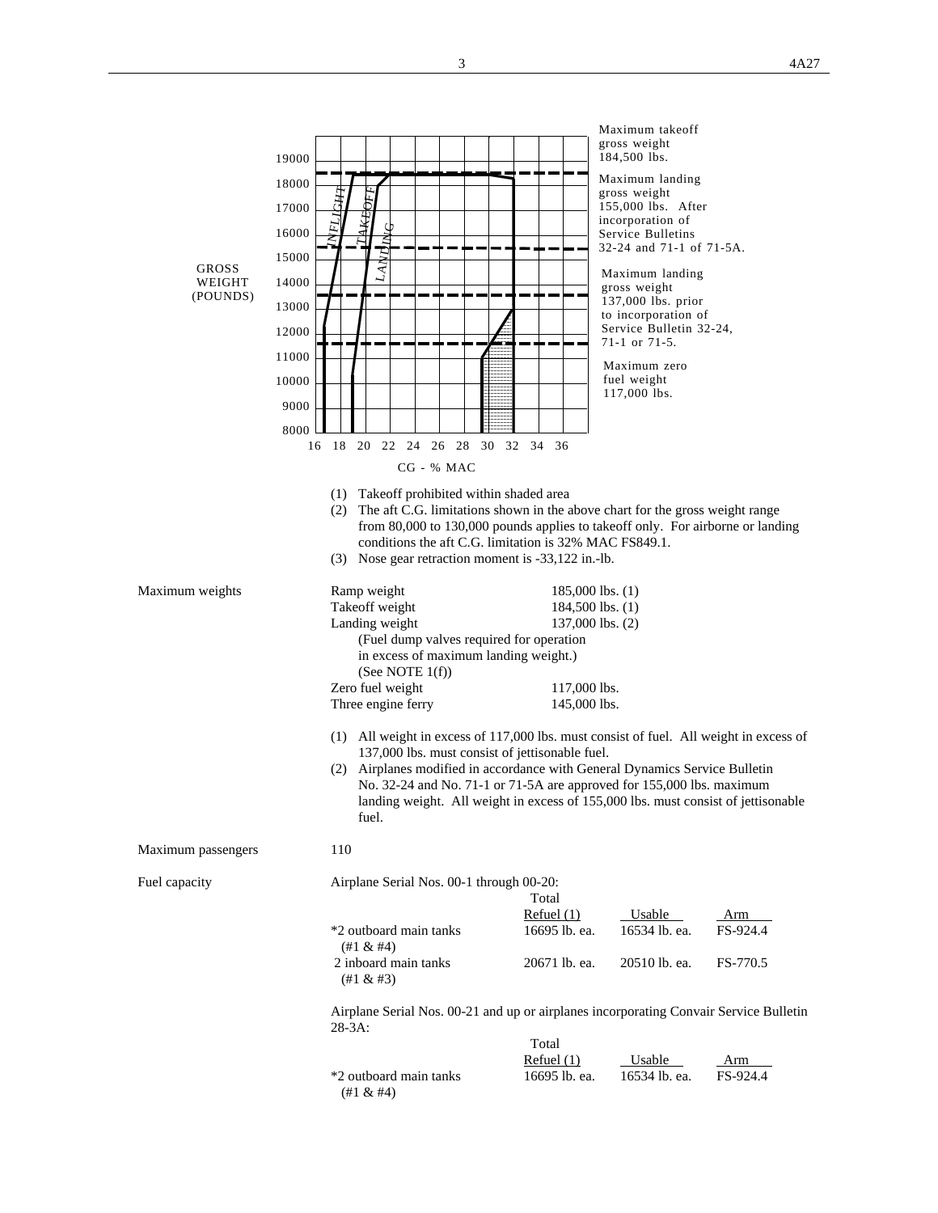Maximum takeoff gross weight 184,500 lbs.

Maximum landing gross weight 155,000 lbs. After incorporation of Service Bulletins 32-24 and 71-1 of 71-5A.

Maximum landing gross weight 137,000 lbs. prior to incorporation of Service Bulletin 32-24, 71-1 or 71-5.

Maximum zero fuel weight 117,000 lbs.

GROSS WEIGHT (POUNDS)

INFLIGHT TAKEOFF LANDING

CG - % MAC

(1) Takeoff prohibited within shaded area
(2) The aft C.G. limitations shown in the above chart for the gross weight range from 80,000 to 130,000 pounds applies to takeoff only. For airborne or landing conditions the aft C.G. limitation is 32% MAC FS849.1.
(3) Nose gear retraction moment is -33,122 in.-lb.

| Maximum weights | | |
|---|---|---|
| | Ramp weight | 185,000 lbs. (1) |
| | Takeoff weight | 184,500 lbs. (1) |
| | Landing weight (Fuel dump valves required for operation in excess of maximum landing weight.) (See NOTE 1(f)) | 137,000 lbs. (2) |
| | Zero fuel weight | 117,000 lbs. |
| | Three engine ferry | 145,000 lbs. |

(1) All weight in excess of 117,000 lbs. must consist of fuel. All weight in excess of 137,000 lbs. must consist of jettisonable fuel.
(2) Airplanes modified in accordance with General Dynamics Service Bulletin No. 32-24 and No. 71-1 or 71-5A are approved for 155,000 lbs. maximum landing weight. All weight in excess of 155,000 lbs. must consist of jettisonable fuel.

Maximum passengers 110

Fuel capacity

Airplane Serial Nos. 00-1 through 00-20:

| | Total Refuel (1) | Usable | Arm |
|---|---|---|---|
| *2 outboard main tanks (#1 & #4) | 16695 lb. ea. | 16534 lb. ea. | FS-924.4 |
| 2 inboard main tanks (#1 & #3) | 20671 lb. ea. | 20510 lb. ea. | FS-770.5 |

Airplane Serial Nos. 00-21 and up or airplanes incorporating Convair Service Bulletin 28-3A:

| | Total Refuel (1) | Usable | Arm |
|---|---|---|---|
| *2 outboard main tanks (#1 & #4) | 16695 lb. ea. | 16534 lb. ea. | FS-924.4 |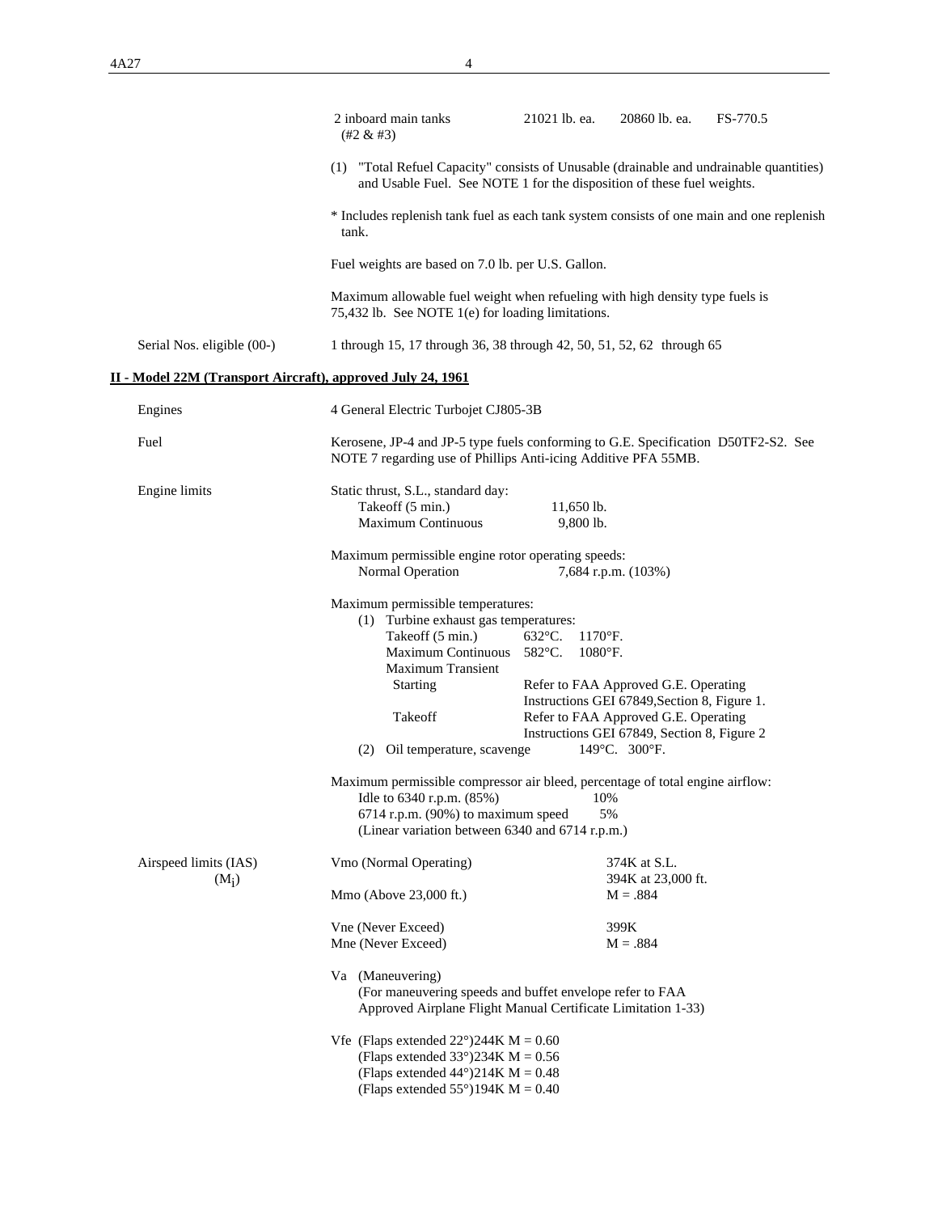| | | | |
|---|---|---|---|
| 2 inboard main tanks (#2 & #3) | 21021 lb. ea. | 20860 lb. ea. | FS-770.5 |

(1) "Total Refuel Capacity" consists of Unusable (drainable and undrainable quantities) and Usable Fuel. See NOTE 1 for the disposition of these fuel weights.

* Includes replenish tank fuel as each tank system consists of one main and one replenish tank.

Fuel weights are based on 7.0 lb. per U.S. Gallon.

Maximum allowable fuel weight when refueling with high density type fuels is 75,432 lb. See NOTE 1(e) for loading limitations.

Serial Nos. eligible (00-) — 1 through 15, 17 through 36, 38 through 42, 50, 51, 52, 62 through 65

## II - Model 22M (Transport Aircraft), approved July 24, 1961

**Engines** — 4 General Electric Turbojet CJ805-3B

**Fuel** — Kerosene, JP-4 and JP-5 type fuels conforming to G.E. Specification D50TF2-S2. See NOTE 7 regarding use of Phillips Anti-icing Additive PFA 55MB.

**Engine limits**

Static thrust, S.L., standard day:
- Takeoff (5 min.) — 11,650 lb.
- Maximum Continuous — 9,800 lb.

Maximum permissible engine rotor operating speeds:
- Normal Operation — 7,684 r.p.m. (103%)

Maximum permissible temperatures:
- (1) Turbine exhaust gas temperatures:
  - Takeoff (5 min.) — 632°C. 1170°F.
  - Maximum Continuous — 582°C. 1080°F.
  - Maximum Transient
    - Starting — Refer to FAA Approved G.E. Operating Instructions GEI 67849, Section 8, Figure 1.
    - Takeoff — Refer to FAA Approved G.E. Operating Instructions GEI 67849, Section 8, Figure 2
- (2) Oil temperature, scavenge — 149°C. 300°F.

Maximum permissible compressor air bleed, percentage of total engine airflow:
- Idle to 6340 r.p.m. (85%) — 10%
- 6714 r.p.m. (90%) to maximum speed — 5%
- (Linear variation between 6340 and 6714 r.p.m.)

**Airspeed limits (IAS) ($M_i$)**

| | |
|---|---|
| Vmo (Normal Operating) | 374K at S.L.<br>394K at 23,000 ft. |
| Mmo (Above 23,000 ft.) | M = .884 |
| Vne (Never Exceed) | 399K |
| Mne (Never Exceed) | M = .884 |

Va (Maneuvering)
(For maneuvering speeds and buffet envelope refer to FAA Approved Airplane Flight Manual Certificate Limitation 1-33)

Vfe (Flaps extended 22°) 244K M = 0.60
(Flaps extended 33°) 234K M = 0.56
(Flaps extended 44°) 214K M = 0.48
(Flaps extended 55°) 194K M = 0.40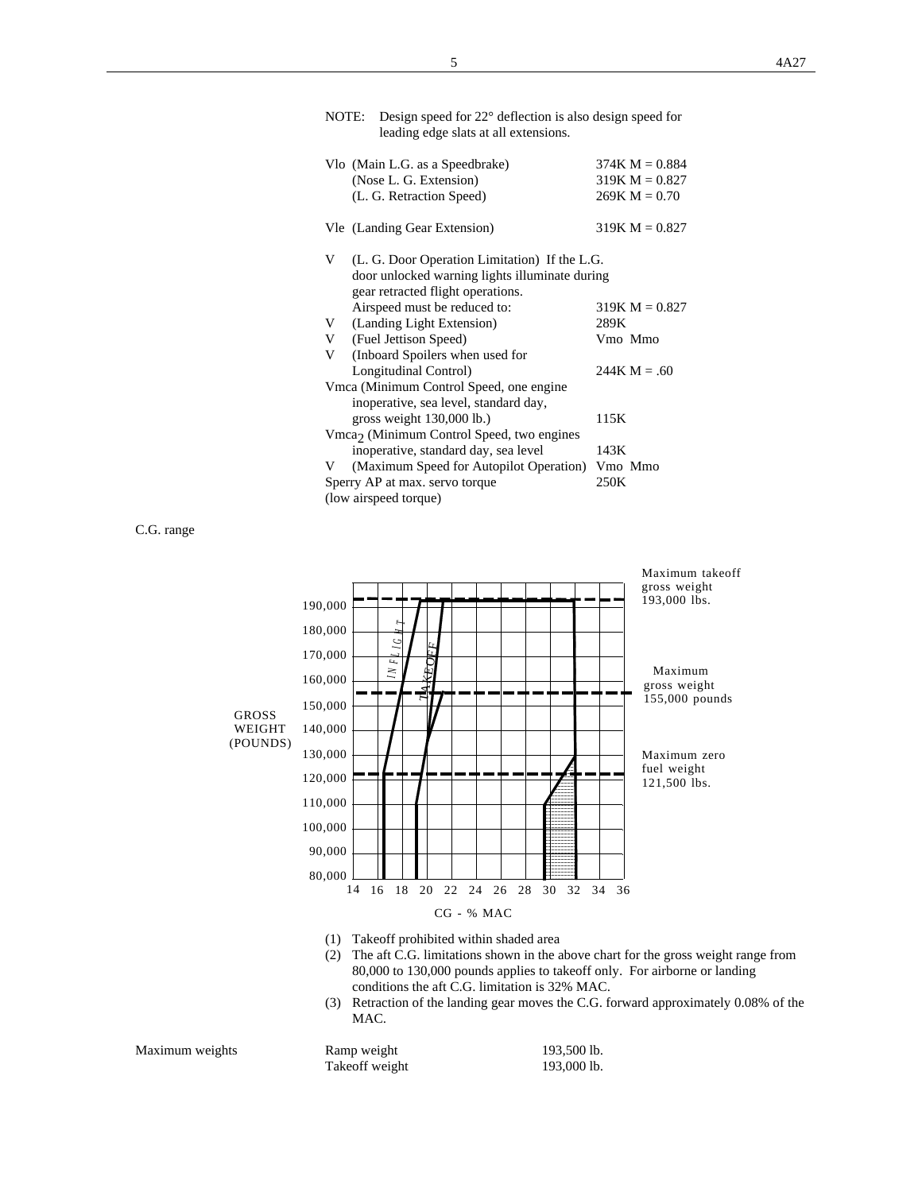NOTE: Design speed for 22° deflection is also design speed for leading edge slats at all extensions.

| | |
|---|---|
| Vlo (Main L.G. as a Speedbrake) | 374K M = 0.884 |
| (Nose L. G. Extension) | 319K M = 0.827 |
| (L. G. Retraction Speed) | 269K M = 0.70 |
| Vle (Landing Gear Extension) | 319K M = 0.827 |
| V (L. G. Door Operation Limitation) If the L.G. door unlocked warning lights illuminate during gear retracted flight operations. Airspeed must be reduced to: | 319K M = 0.827 |
| V (Landing Light Extension) | 289K |
| V (Fuel Jettison Speed) | Vmo Mmo |
| V (Inboard Spoilers when used for Longitudinal Control) | 244K M = .60 |
| Vmca (Minimum Control Speed, one engine inoperative, sea level, standard day, gross weight 130,000 lb.) | 115K |
| $Vmca_2$ (Minimum Control Speed, two engines inoperative, standard day, sea level | 143K |
| V (Maximum Speed for Autopilot Operation) | Vmo Mmo |
| Sperry AP at max. servo torque (low airspeed torque) | 250K |

C.G. range

GROSS WEIGHT (POUNDS) 190,000 180,000 170,000 160,000 150,000 140,000 130,000 120,000 110,000 100,000 90,000 80,000

IN FLIGHT TAKEOFF

Maximum takeoff gross weight 193,000 lbs.

Maximum gross weight 155,000 pounds

Maximum zero fuel weight 121,500 lbs.

14 16 18 20 22 24 26 28 30 32 34 36

CG - % MAC

(1) Takeoff prohibited within shaded area
(2) The aft C.G. limitations shown in the above chart for the gross weight range from 80,000 to 130,000 pounds applies to takeoff only. For airborne or landing conditions the aft C.G. limitation is 32% MAC.
(3) Retraction of the landing gear moves the C.G. forward approximately 0.08% of the MAC.

| Maximum weights | | |
|---|---|---|
| | Ramp weight | 193,500 lb. |
| | Takeoff weight | 193,000 lb. |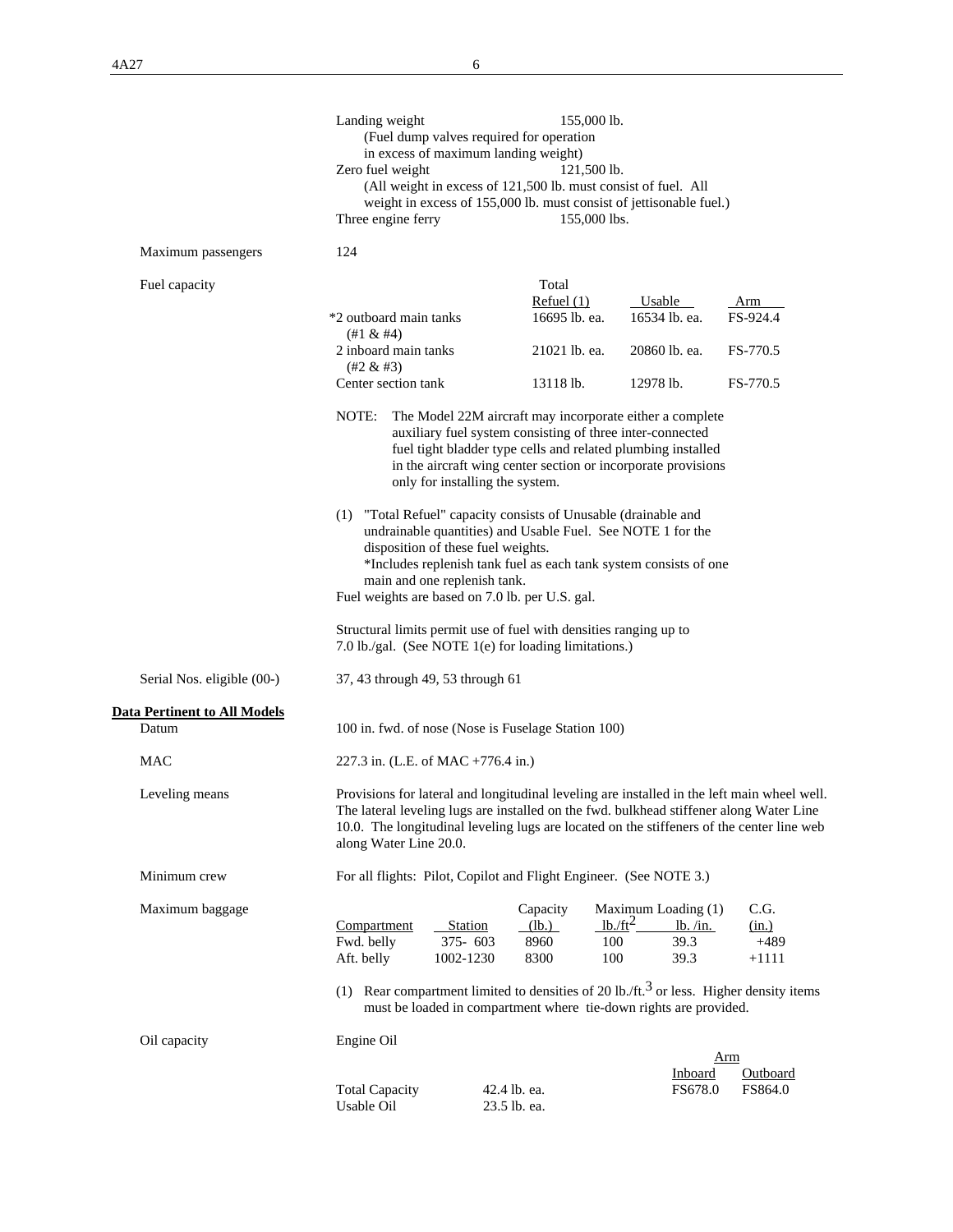Landing weight 155,000 lb.
(Fuel dump valves required for operation in excess of maximum landing weight)

Zero fuel weight 121,500 lb.
(All weight in excess of 121,500 lb. must consist of fuel. All weight in excess of 155,000 lb. must consist of jettisonable fuel.)

Three engine ferry 155,000 lbs.

Maximum passengers 124

Fuel capacity

| | Total Refuel (1) | Usable | Arm |
|---|---|---|---|
| *2 outboard main tanks (#1 & #4) | 16695 lb. ea. | 16534 lb. ea. | FS-924.4 |
| 2 inboard main tanks (#2 & #3) | 21021 lb. ea. | 20860 lb. ea. | FS-770.5 |
| Center section tank | 13118 lb. | 12978 lb. | FS-770.5 |

NOTE: The Model 22M aircraft may incorporate either a complete auxiliary fuel system consisting of three inter-connected fuel tight bladder type cells and related plumbing installed in the aircraft wing center section or incorporate provisions only for installing the system.

(1) "Total Refuel" capacity consists of Unusable (drainable and undrainable quantities) and Usable Fuel. See NOTE 1 for the disposition of these fuel weights.
*Includes replenish tank fuel as each tank system consists of one main and one replenish tank.

Fuel weights are based on 7.0 lb. per U.S. gal.

Structural limits permit use of fuel with densities ranging up to 7.0 lb./gal. (See NOTE 1(e) for loading limitations.)

Serial Nos. eligible (00-) 37, 43 through 49, 53 through 61

**Data Pertinent to All Models**

Datum 100 in. fwd. of nose (Nose is Fuselage Station 100)

MAC 227.3 in. (L.E. of MAC +776.4 in.)

Leveling means Provisions for lateral and longitudinal leveling are installed in the left main wheel well. The lateral leveling lugs are installed on the fwd. bulkhead stiffener along Water Line 10.0. The longitudinal leveling lugs are located on the stiffeners of the center line web along Water Line 20.0.

Minimum crew For all flights: Pilot, Copilot and Flight Engineer. (See NOTE 3.)

Maximum baggage

| Compartment | Station | Capacity (lb.) | Maximum Loading (1) $lb./ft^2$ | Maximum Loading (1) lb. /in. | C.G. (in.) |
|---|---|---|---|---|---|
| Fwd. belly | 375- 603 | 8960 | 100 | 39.3 | +489 |
| Aft. belly | 1002-1230 | 8300 | 100 | 39.3 | +1111 |

(1) Rear compartment limited to densities of 20 $lb./ft.^3$ or less. Higher density items must be loaded in compartment where tie-down rights are provided.

Oil capacity Engine Oil

| | | Arm Inboard | Arm Outboard |
|---|---|---|---|
| Total Capacity | 42.4 lb. ea. | FS678.0 | FS864.0 |
| Usable Oil | 23.5 lb. ea. | | |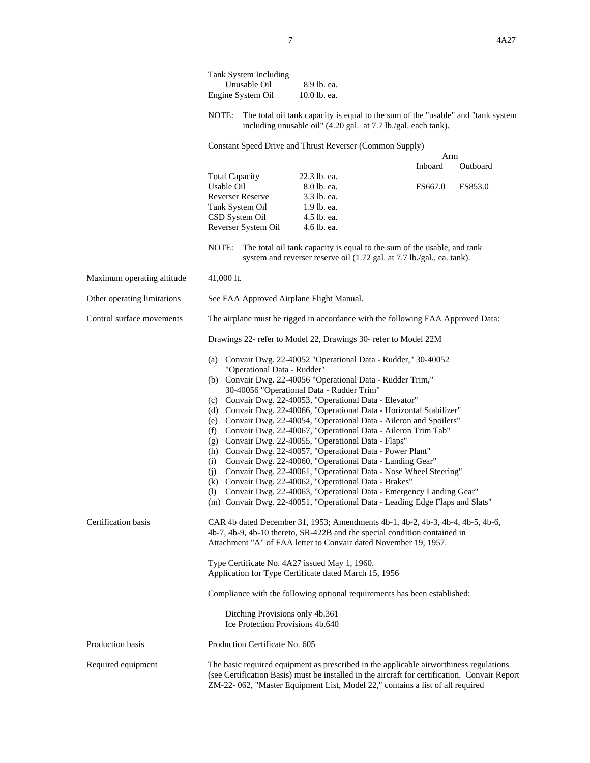Tank System Including Unusable Oil 8.9 lb. ea.
Engine System Oil 10.0 lb. ea.

NOTE: The total oil tank capacity is equal to the sum of the "usable" and "tank system including unusable oil" (4.20 gal. at 7.7 lb./gal. each tank).

Constant Speed Drive and Thrust Reverser (Common Supply)

| | | Arm Inboard | Arm Outboard |
|---|---|---|---|
| Total Capacity | 22.3 lb. ea. | | |
| Usable Oil | 8.0 lb. ea. | FS667.0 | FS853.0 |
| Reverser Reserve | 3.3 lb. ea. | | |
| Tank System Oil | 1.9 lb. ea. | | |
| CSD System Oil | 4.5 lb. ea. | | |
| Reverser System Oil | 4.6 lb. ea. | | |

NOTE: The total oil tank capacity is equal to the sum of the usable, and tank system and reverser reserve oil (1.72 gal. at 7.7 lb./gal., ea. tank).

**Maximum operating altitude** 41,000 ft.

**Other operating limitations** See FAA Approved Airplane Flight Manual.

**Control surface movements** The airplane must be rigged in accordance with the following FAA Approved Data:

Drawings 22- refer to Model 22, Drawings 30- refer to Model 22M

(a) Convair Dwg. 22-40052 "Operational Data - Rudder," 30-40052 "Operational Data - Rudder"
(b) Convair Dwg. 22-40056 "Operational Data - Rudder Trim," 30-40056 "Operational Data - Rudder Trim"
(c) Convair Dwg. 22-40053, "Operational Data - Elevator"
(d) Convair Dwg. 22-40066, "Operational Data - Horizontal Stabilizer"
(e) Convair Dwg. 22-40054, "Operational Data - Aileron and Spoilers"
(f) Convair Dwg. 22-40067, "Operational Data - Aileron Trim Tab"
(g) Convair Dwg. 22-40055, "Operational Data - Flaps"
(h) Convair Dwg. 22-40057, "Operational Data - Power Plant"
(i) Convair Dwg. 22-40060, "Operational Data - Landing Gear"
(j) Convair Dwg. 22-40061, "Operational Data - Nose Wheel Steering"
(k) Convair Dwg. 22-40062, "Operational Data - Brakes"
(l) Convair Dwg. 22-40063, "Operational Data - Emergency Landing Gear"
(m) Convair Dwg. 22-40051, "Operational Data - Leading Edge Flaps and Slats"

**Certification basis** CAR 4b dated December 31, 1953; Amendments 4b-1, 4b-2, 4b-3, 4b-4, 4b-5, 4b-6, 4b-7, 4b-9, 4b-10 thereto, SR-422B and the special condition contained in Attachment "A" of FAA letter to Convair dated November 19, 1957.

Type Certificate No. 4A27 issued May 1, 1960.
Application for Type Certificate dated March 15, 1956

Compliance with the following optional requirements has been established:

Ditching Provisions only 4b.361
Ice Protection Provisions 4b.640

**Production basis** Production Certificate No. 605

**Required equipment** The basic required equipment as prescribed in the applicable airworthiness regulations (see Certification Basis) must be installed in the aircraft for certification. Convair Report ZM-22- 062, "Master Equipment List, Model 22," contains a list of all required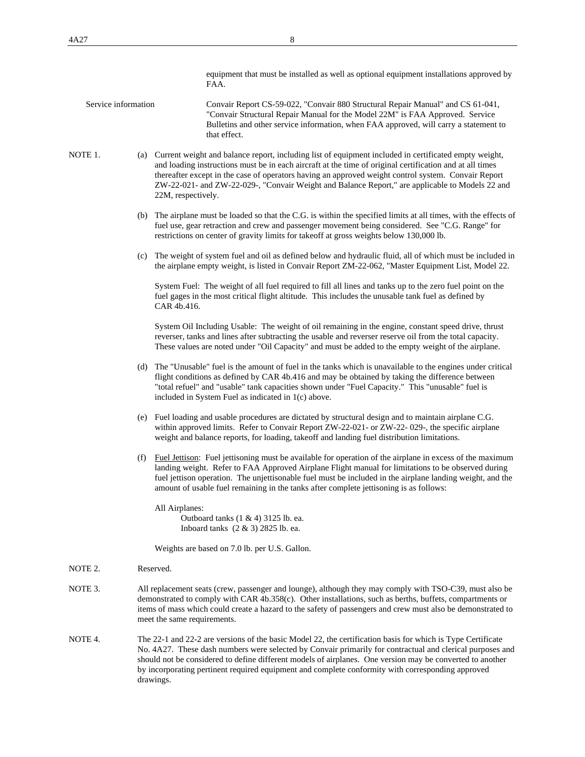equipment that must be installed as well as optional equipment installations approved by FAA.

Service information — Convair Report CS-59-022, "Convair 880 Structural Repair Manual" and CS 61-041, "Convair Structural Repair Manual for the Model 22M" is FAA Approved. Service Bulletins and other service information, when FAA approved, will carry a statement to that effect.

NOTE 1.

(a) Current weight and balance report, including list of equipment included in certificated empty weight, and loading instructions must be in each aircraft at the time of original certification and at all times thereafter except in the case of operators having an approved weight control system. Convair Report ZW-22-021- and ZW-22-029-, "Convair Weight and Balance Report," are applicable to Models 22 and 22M, respectively.

(b) The airplane must be loaded so that the C.G. is within the specified limits at all times, with the effects of fuel use, gear retraction and crew and passenger movement being considered. See "C.G. Range" for restrictions on center of gravity limits for takeoff at gross weights below 130,000 lb.

(c) The weight of system fuel and oil as defined below and hydraulic fluid, all of which must be included in the airplane empty weight, is listed in Convair Report ZM-22-062, "Master Equipment List, Model 22.

System Fuel: The weight of all fuel required to fill all lines and tanks up to the zero fuel point on the fuel gages in the most critical flight altitude. This includes the unusable tank fuel as defined by CAR 4b.416.

System Oil Including Usable: The weight of oil remaining in the engine, constant speed drive, thrust reverser, tanks and lines after subtracting the usable and reverser reserve oil from the total capacity. These values are noted under "Oil Capacity" and must be added to the empty weight of the airplane.

(d) The "Unusable" fuel is the amount of fuel in the tanks which is unavailable to the engines under critical flight conditions as defined by CAR 4b.416 and may be obtained by taking the difference between "total refuel" and "usable" tank capacities shown under "Fuel Capacity." This "unusable" fuel is included in System Fuel as indicated in 1(c) above.

(e) Fuel loading and usable procedures are dictated by structural design and to maintain airplane C.G. within approved limits. Refer to Convair Report ZW-22-021- or ZW-22- 029-, the specific airplane weight and balance reports, for loading, takeoff and landing fuel distribution limitations.

(f) <u>Fuel Jettison</u>: Fuel jettisoning must be available for operation of the airplane in excess of the maximum landing weight. Refer to FAA Approved Airplane Flight manual for limitations to be observed during fuel jettison operation. The unjettisonable fuel must be included in the airplane landing weight, and the amount of usable fuel remaining in the tanks after complete jettisoning is as follows:

All Airplanes:
- Outboard tanks (1 & 4) 3125 lb. ea.
- Inboard tanks (2 & 3) 2825 lb. ea.

Weights are based on 7.0 lb. per U.S. Gallon.

NOTE 2. Reserved.

NOTE 3. All replacement seats (crew, passenger and lounge), although they may comply with TSO-C39, must also be demonstrated to comply with CAR 4b.358(c). Other installations, such as berths, buffets, compartments or items of mass which could create a hazard to the safety of passengers and crew must also be demonstrated to meet the same requirements.

NOTE 4. The 22-1 and 22-2 are versions of the basic Model 22, the certification basis for which is Type Certificate No. 4A27. These dash numbers were selected by Convair primarily for contractual and clerical purposes and should not be considered to define different models of airplanes. One version may be converted to another by incorporating pertinent required equipment and complete conformity with corresponding approved drawings.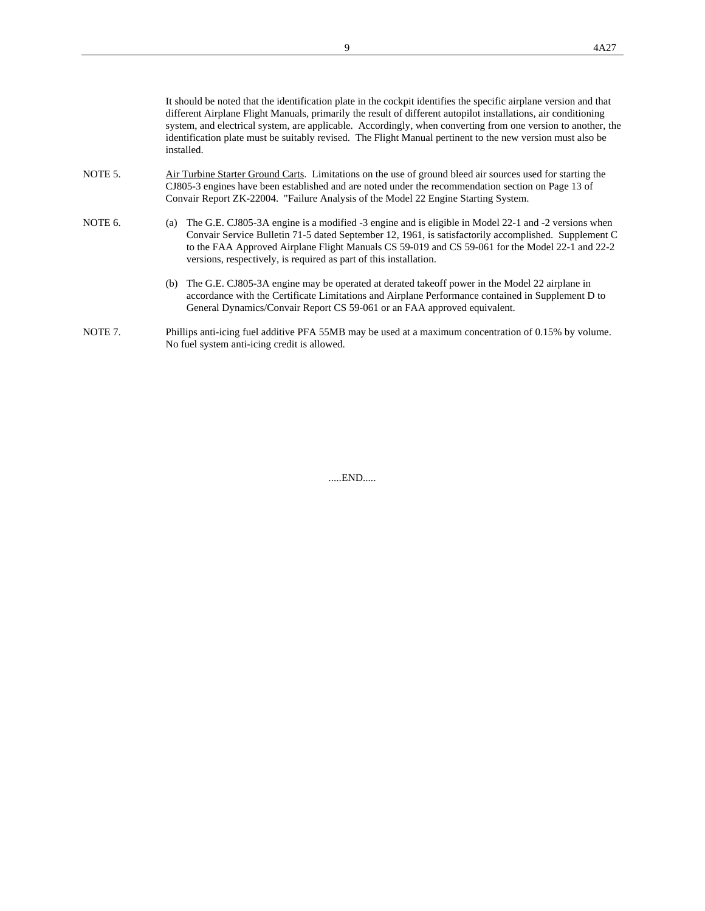It should be noted that the identification plate in the cockpit identifies the specific airplane version and that different Airplane Flight Manuals, primarily the result of different autopilot installations, air conditioning system, and electrical system, are applicable. Accordingly, when converting from one version to another, the identification plate must be suitably revised. The Flight Manual pertinent to the new version must also be installed.

NOTE 5. Air Turbine Starter Ground Carts. Limitations on the use of ground bleed air sources used for starting the CJ805-3 engines have been established and are noted under the recommendation section on Page 13 of Convair Report ZK-22004. "Failure Analysis of the Model 22 Engine Starting System.

NOTE 6. (a) The G.E. CJ805-3A engine is a modified -3 engine and is eligible in Model 22-1 and -2 versions when Convair Service Bulletin 71-5 dated September 12, 1961, is satisfactorily accomplished. Supplement C to the FAA Approved Airplane Flight Manuals CS 59-019 and CS 59-061 for the Model 22-1 and 22-2 versions, respectively, is required as part of this installation.

(b) The G.E. CJ805-3A engine may be operated at derated takeoff power in the Model 22 airplane in accordance with the Certificate Limitations and Airplane Performance contained in Supplement D to General Dynamics/Convair Report CS 59-061 or an FAA approved equivalent.

NOTE 7. Phillips anti-icing fuel additive PFA 55MB may be used at a maximum concentration of 0.15% by volume. No fuel system anti-icing credit is allowed.

.....END.....